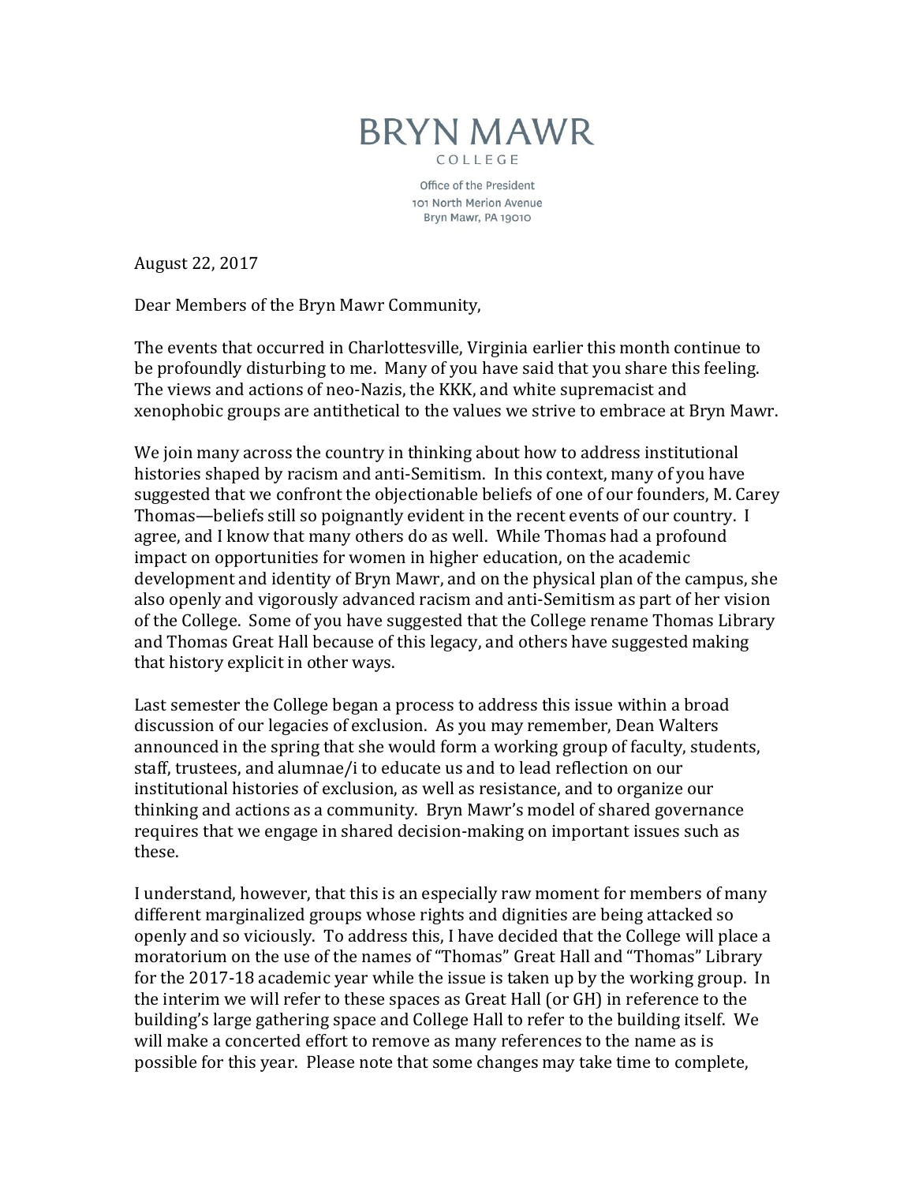# BRYN MAWR

COLLEGE

Office of the President
101 North Merion Avenue
Bryn Mawr, PA 19010

August 22, 2017

Dear Members of the Bryn Mawr Community,

The events that occurred in Charlottesville, Virginia earlier this month continue to be profoundly disturbing to me. Many of you have said that you share this feeling. The views and actions of neo-Nazis, the KKK, and white supremacist and xenophobic groups are antithetical to the values we strive to embrace at Bryn Mawr.

We join many across the country in thinking about how to address institutional histories shaped by racism and anti-Semitism. In this context, many of you have suggested that we confront the objectionable beliefs of one of our founders, M. Carey Thomas—beliefs still so poignantly evident in the recent events of our country. I agree, and I know that many others do as well. While Thomas had a profound impact on opportunities for women in higher education, on the academic development and identity of Bryn Mawr, and on the physical plan of the campus, she also openly and vigorously advanced racism and anti-Semitism as part of her vision of the College. Some of you have suggested that the College rename Thomas Library and Thomas Great Hall because of this legacy, and others have suggested making that history explicit in other ways.

Last semester the College began a process to address this issue within a broad discussion of our legacies of exclusion. As you may remember, Dean Walters announced in the spring that she would form a working group of faculty, students, staff, trustees, and alumnae/i to educate us and to lead reflection on our institutional histories of exclusion, as well as resistance, and to organize our thinking and actions as a community. Bryn Mawr's model of shared governance requires that we engage in shared decision-making on important issues such as these.

I understand, however, that this is an especially raw moment for members of many different marginalized groups whose rights and dignities are being attacked so openly and so viciously. To address this, I have decided that the College will place a moratorium on the use of the names of "Thomas" Great Hall and "Thomas" Library for the 2017-18 academic year while the issue is taken up by the working group. In the interim we will refer to these spaces as Great Hall (or GH) in reference to the building's large gathering space and College Hall to refer to the building itself. We will make a concerted effort to remove as many references to the name as is possible for this year. Please note that some changes may take time to complete,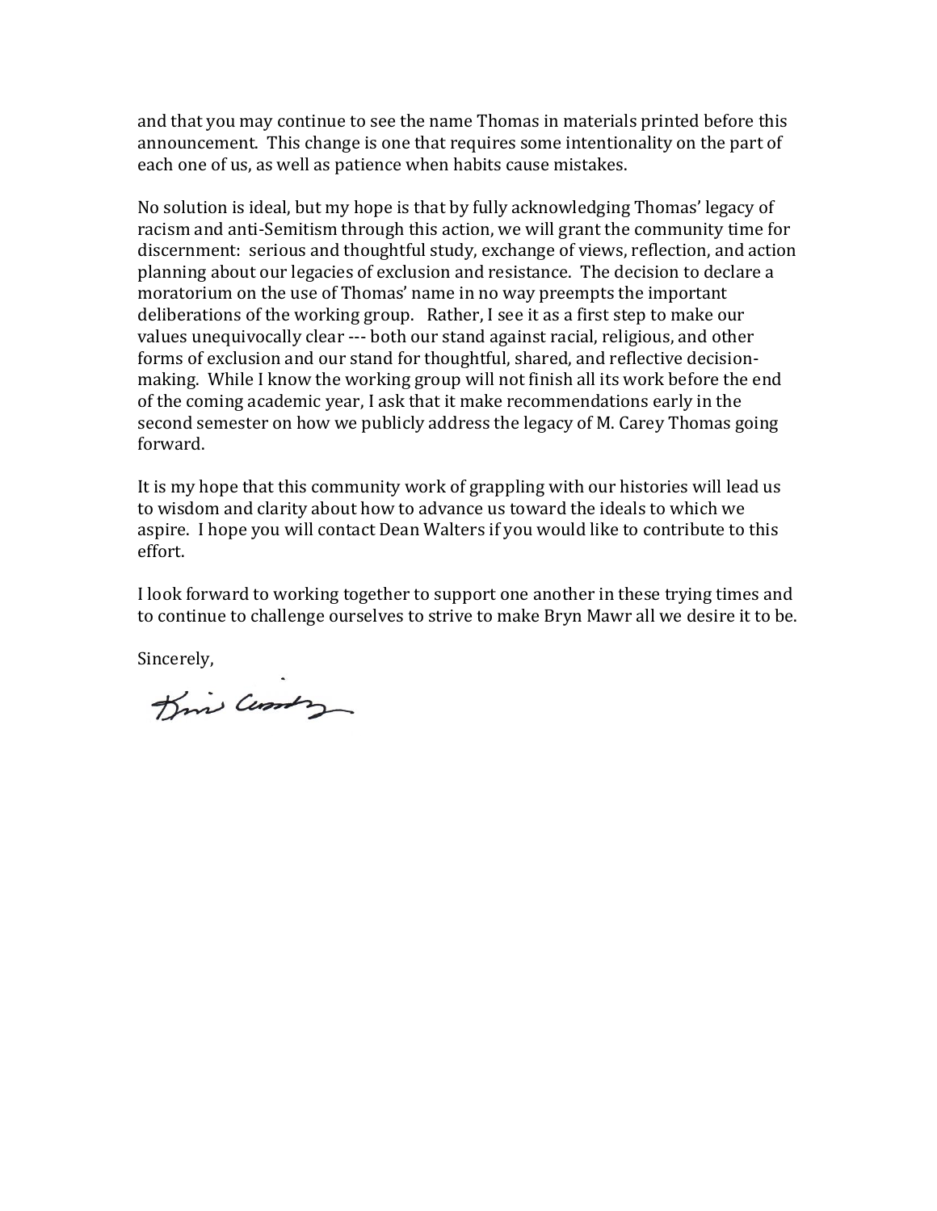and that you may continue to see the name Thomas in materials printed before this announcement. This change is one that requires some intentionality on the part of each one of us, as well as patience when habits cause mistakes.

No solution is ideal, but my hope is that by fully acknowledging Thomas' legacy of racism and anti-Semitism through this action, we will grant the community time for discernment: serious and thoughtful study, exchange of views, reflection, and action planning about our legacies of exclusion and resistance. The decision to declare a moratorium on the use of Thomas' name in no way preempts the important deliberations of the working group. Rather, I see it as a first step to make our values unequivocally clear --- both our stand against racial, religious, and other forms of exclusion and our stand for thoughtful, shared, and reflective decision-making. While I know the working group will not finish all its work before the end of the coming academic year, I ask that it make recommendations early in the second semester on how we publicly address the legacy of M. Carey Thomas going forward.

It is my hope that this community work of grappling with our histories will lead us to wisdom and clarity about how to advance us toward the ideals to which we aspire. I hope you will contact Dean Walters if you would like to contribute to this effort.

I look forward to working together to support one another in these trying times and to continue to challenge ourselves to strive to make Bryn Mawr all we desire it to be.

Sincerely,